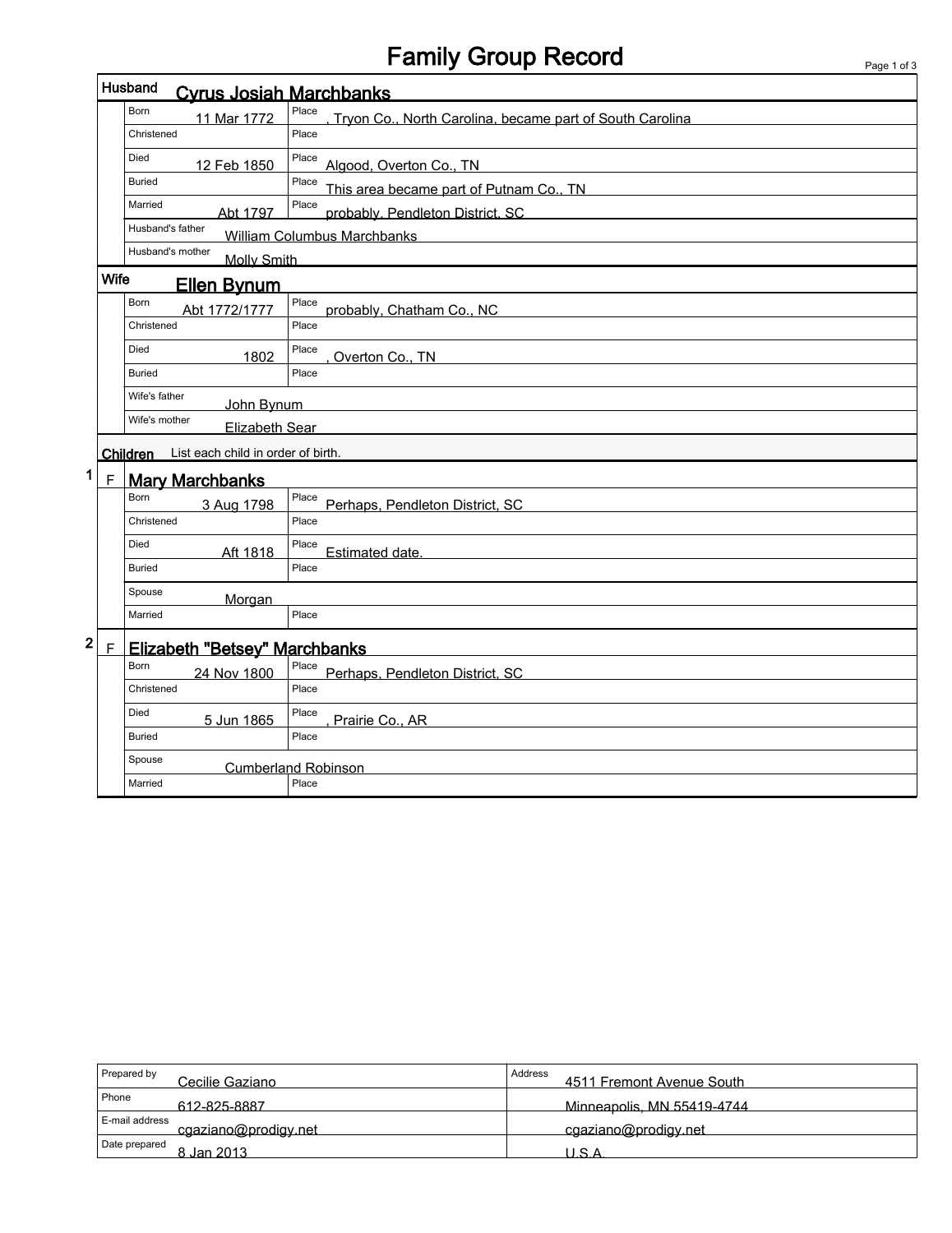# Family Group Record

## Husband: Cyrus Josiah Marchbanks

| | | Place | |
|---|---|---|---|
| Born | 11 Mar 1772 | Place | , Tryon Co., North Carolina, became part of South Carolina |
| Christened | | Place | |
| Died | 12 Feb 1850 | Place | Algood, Overton Co., TN |
| Buried | | Place | This area became part of Putnam Co., TN |
| Married | Abt 1797 | Place | probably, Pendleton District, SC |
| Husband's father | William Columbus Marchbanks | | |
| Husband's mother | Molly Smith | | |

## Wife: Ellen Bynum

| | | Place | |
|---|---|---|---|
| Born | Abt 1772/1777 | Place | probably, Chatham Co., NC |
| Christened | | Place | |
| Died | 1802 | Place | , Overton Co., TN |
| Buried | | Place | |
| Wife's father | John Bynum | | |
| Wife's mother | Elizabeth Sear | | |

## Children

List each child in order of birth.

### 1 F Mary Marchbanks

| | | Place | |
|---|---|---|---|
| Born | 3 Aug 1798 | Place | Perhaps, Pendleton District, SC |
| Christened | | Place | |
| Died | Aft 1818 | Place | Estimated date. |
| Buried | | Place | |
| Spouse | Morgan | | |
| Married | | Place | |

### 2 F Elizabeth "Betsey" Marchbanks

| | | Place | |
|---|---|---|---|
| Born | 24 Nov 1800 | Place | Perhaps, Pendleton District, SC |
| Christened | | Place | |
| Died | 5 Jun 1865 | Place | , Prairie Co., AR |
| Buried | | Place | |
| Spouse | Cumberland Robinson | | |
| Married | | Place | |

| | | | |
|---|---|---|---|
| Prepared by | Cecilie Gaziano | Address | 4511 Fremont Avenue South |
| Phone | 612-825-8887 | | Minneapolis, MN 55419-4744 |
| E-mail address | cgaziano@prodigy.net | | cgaziano@prodigy.net |
| Date prepared | 8 Jan 2013 | | U.S.A. |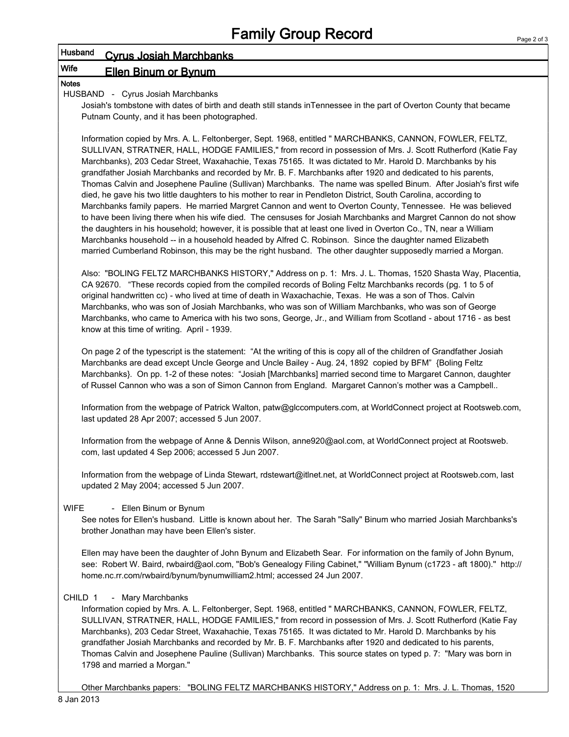# Family Group Record

**Husband** Cyrus Josiah Marchbanks

**Wife** Ellen Binum or Bynum

**Notes**

HUSBAND - Cyrus Josiah Marchbanks

Josiah's tombstone with dates of birth and death still stands inTennessee in the part of Overton County that became Putnam County, and it has been photographed.

Information copied by Mrs. A. L. Feltonberger, Sept. 1968, entitled " MARCHBANKS, CANNON, FOWLER, FELTZ, SULLIVAN, STRATNER, HALL, HODGE FAMILIES," from record in possession of Mrs. J. Scott Rutherford (Katie Fay Marchbanks), 203 Cedar Street, Waxahachie, Texas 75165. It was dictated to Mr. Harold D. Marchbanks by his grandfather Josiah Marchbanks and recorded by Mr. B. F. Marchbanks after 1920 and dedicated to his parents, Thomas Calvin and Josephene Pauline (Sullivan) Marchbanks. The name was spelled Binum. After Josiah's first wife died, he gave his two little daughters to his mother to rear in Pendleton District, South Carolina, according to Marchbanks family papers. He married Margret Cannon and went to Overton County, Tennessee. He was believed to have been living there when his wife died. The censuses for Josiah Marchbanks and Margret Cannon do not show the daughters in his household; however, it is possible that at least one lived in Overton Co., TN, near a William Marchbanks household -- in a household headed by Alfred C. Robinson. Since the daughter named Elizabeth married Cumberland Robinson, this may be the right husband. The other daughter supposedly married a Morgan.

Also: "BOLING FELTZ MARCHBANKS HISTORY," Address on p. 1: Mrs. J. L. Thomas, 1520 Shasta Way, Placentia, CA 92670. "These records copied from the compiled records of Boling Feltz Marchbanks records (pg. 1 to 5 of original handwritten cc) - who lived at time of death in Waxachachie, Texas. He was a son of Thos. Calvin Marchbanks, who was son of Josiah Marchbanks, who was son of William Marchbanks, who was son of George Marchbanks, who came to America with his two sons, George, Jr., and William from Scotland - about 1716 - as best know at this time of writing. April - 1939.

On page 2 of the typescript is the statement: "At the writing of this is copy all of the children of Grandfather Josiah Marchbanks are dead except Uncle George and Uncle Bailey - Aug. 24, 1892 copied by BFM" {Boling Feltz Marchbanks}. On pp. 1-2 of these notes: "Josiah [Marchbanks] married second time to Margaret Cannon, daughter of Russel Cannon who was a son of Simon Cannon from England. Margaret Cannon's mother was a Campbell..

Information from the webpage of Patrick Walton, patw@glccomputers.com, at WorldConnect project at Rootsweb.com, last updated 28 Apr 2007; accessed 5 Jun 2007.

Information from the webpage of Anne & Dennis Wilson, anne920@aol.com, at WorldConnect project at Rootsweb. com, last updated 4 Sep 2006; accessed 5 Jun 2007.

Information from the webpage of Linda Stewart, rdstewart@itlnet.net, at WorldConnect project at Rootsweb.com, last updated 2 May 2004; accessed 5 Jun 2007.

WIFE - Ellen Binum or Bynum

See notes for Ellen's husband. Little is known about her. The Sarah "Sally" Binum who married Josiah Marchbanks's brother Jonathan may have been Ellen's sister.

Ellen may have been the daughter of John Bynum and Elizabeth Sear. For information on the family of John Bynum, see: Robert W. Baird, rwbaird@aol.com, "Bob's Genealogy Filing Cabinet," "William Bynum (c1723 - aft 1800)." http://home.nc.rr.com/rwbaird/bynum/bynumwilliam2.html; accessed 24 Jun 2007.

CHILD 1 - Mary Marchbanks

Information copied by Mrs. A. L. Feltonberger, Sept. 1968, entitled " MARCHBANKS, CANNON, FOWLER, FELTZ, SULLIVAN, STRATNER, HALL, HODGE FAMILIES," from record in possession of Mrs. J. Scott Rutherford (Katie Fay Marchbanks), 203 Cedar Street, Waxahachie, Texas 75165. It was dictated to Mr. Harold D. Marchbanks by his grandfather Josiah Marchbanks and recorded by Mr. B. F. Marchbanks after 1920 and dedicated to his parents, Thomas Calvin and Josephene Pauline (Sullivan) Marchbanks. This source states on typed p. 7: "Mary was born in 1798 and married a Morgan."

Other Marchbanks papers: "BOLING FELTZ MARCHBANKS HISTORY," Address on p. 1: Mrs. J. L. Thomas, 1520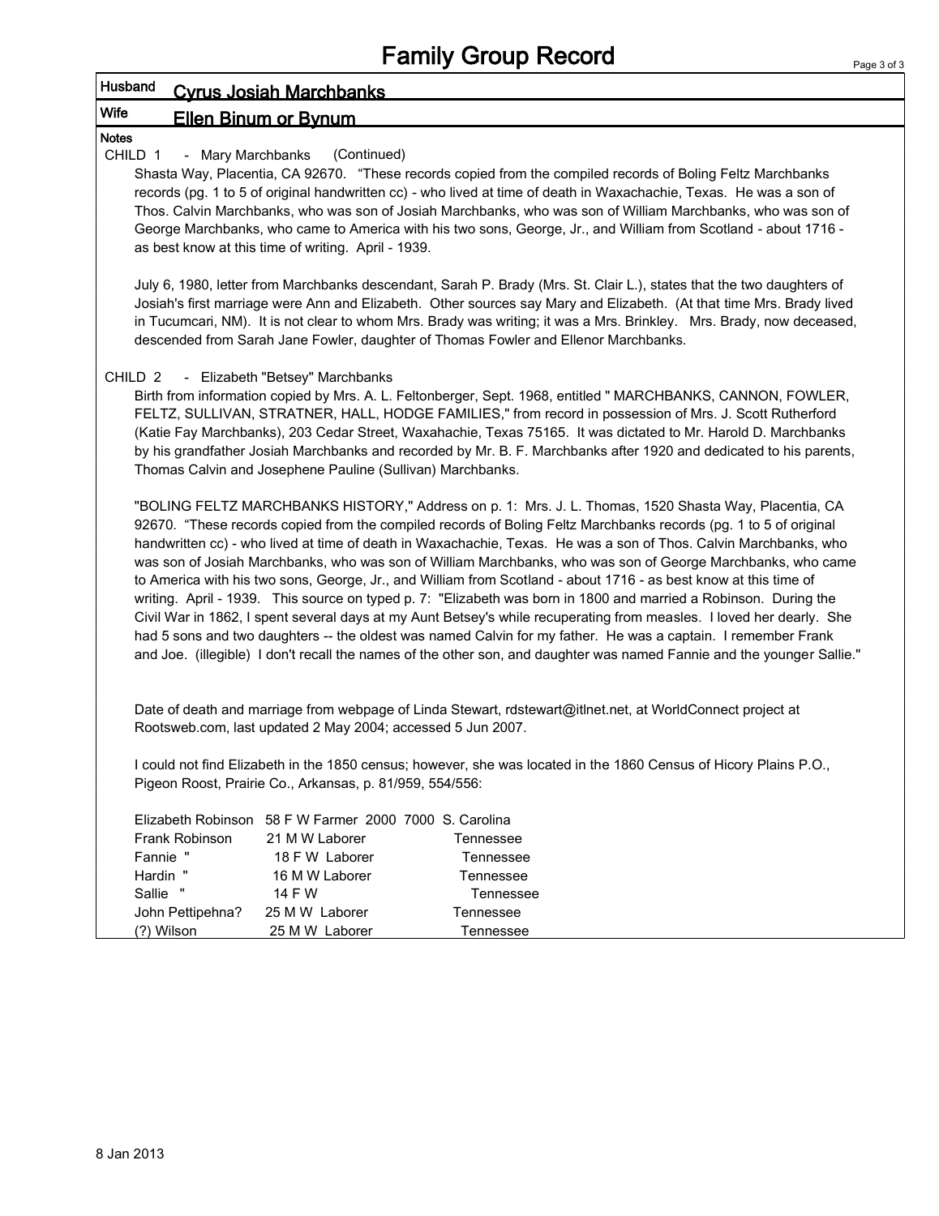# Family Group Record

**Husband** Cyrus Josiah Marchbanks

**Wife** Ellen Binum or Bynum

**Notes**

CHILD 1 - Mary Marchbanks (Continued)

Shasta Way, Placentia, CA 92670. "These records copied from the compiled records of Boling Feltz Marchbanks records (pg. 1 to 5 of original handwritten cc) - who lived at time of death in Waxachachie, Texas. He was a son of Thos. Calvin Marchbanks, who was son of Josiah Marchbanks, who was son of William Marchbanks, who was son of George Marchbanks, who came to America with his two sons, George, Jr., and William from Scotland - about 1716 - as best know at this time of writing. April - 1939.

July 6, 1980, letter from Marchbanks descendant, Sarah P. Brady (Mrs. St. Clair L.), states that the two daughters of Josiah's first marriage were Ann and Elizabeth. Other sources say Mary and Elizabeth. (At that time Mrs. Brady lived in Tucumcari, NM). It is not clear to whom Mrs. Brady was writing; it was a Mrs. Brinkley. Mrs. Brady, now deceased, descended from Sarah Jane Fowler, daughter of Thomas Fowler and Ellenor Marchbanks.

CHILD 2 - Elizabeth "Betsey" Marchbanks

Birth from information copied by Mrs. A. L. Feltonberger, Sept. 1968, entitled " MARCHBANKS, CANNON, FOWLER, FELTZ, SULLIVAN, STRATNER, HALL, HODGE FAMILIES," from record in possession of Mrs. J. Scott Rutherford (Katie Fay Marchbanks), 203 Cedar Street, Waxahachie, Texas 75165. It was dictated to Mr. Harold D. Marchbanks by his grandfather Josiah Marchbanks and recorded by Mr. B. F. Marchbanks after 1920 and dedicated to his parents, Thomas Calvin and Josephene Pauline (Sullivan) Marchbanks.

"BOLING FELTZ MARCHBANKS HISTORY," Address on p. 1: Mrs. J. L. Thomas, 1520 Shasta Way, Placentia, CA 92670. "These records copied from the compiled records of Boling Feltz Marchbanks records (pg. 1 to 5 of original handwritten cc) - who lived at time of death in Waxachachie, Texas. He was a son of Thos. Calvin Marchbanks, who was son of Josiah Marchbanks, who was son of William Marchbanks, who was son of George Marchbanks, who came to America with his two sons, George, Jr., and William from Scotland - about 1716 - as best know at this time of writing. April - 1939. This source on typed p. 7: "Elizabeth was born in 1800 and married a Robinson. During the Civil War in 1862, I spent several days at my Aunt Betsey's while recuperating from measles. I loved her dearly. She had 5 sons and two daughters -- the oldest was named Calvin for my father. He was a captain. I remember Frank and Joe. (illegible) I don't recall the names of the other son, and daughter was named Fannie and the younger Sallie."

Date of death and marriage from webpage of Linda Stewart, rdstewart@itlnet.net, at WorldConnect project at Rootsweb.com, last updated 2 May 2004; accessed 5 Jun 2007.

I could not find Elizabeth in the 1850 census; however, she was located in the 1860 Census of Hicory Plains P.O., Pigeon Roost, Prairie Co., Arkansas, p. 81/959, 554/556:

| | | | | | | | |
|---|---|---|---|---|---|---|---|
| Elizabeth Robinson | 58 | F | W | Farmer | 2000 | 7000 | S. Carolina |
| Frank Robinson | 21 | M | W | Laborer | | | Tennessee |
| Fannie " | 18 | F | W | Laborer | | | Tennessee |
| Hardin " | 16 | M | W | Laborer | | | Tennessee |
| Sallie " | 14 | F | W | | | | Tennessee |
| John Pettipehna? | 25 | M | W | Laborer | | | Tennessee |
| (?) Wilson | 25 | M | W | Laborer | | | Tennessee |